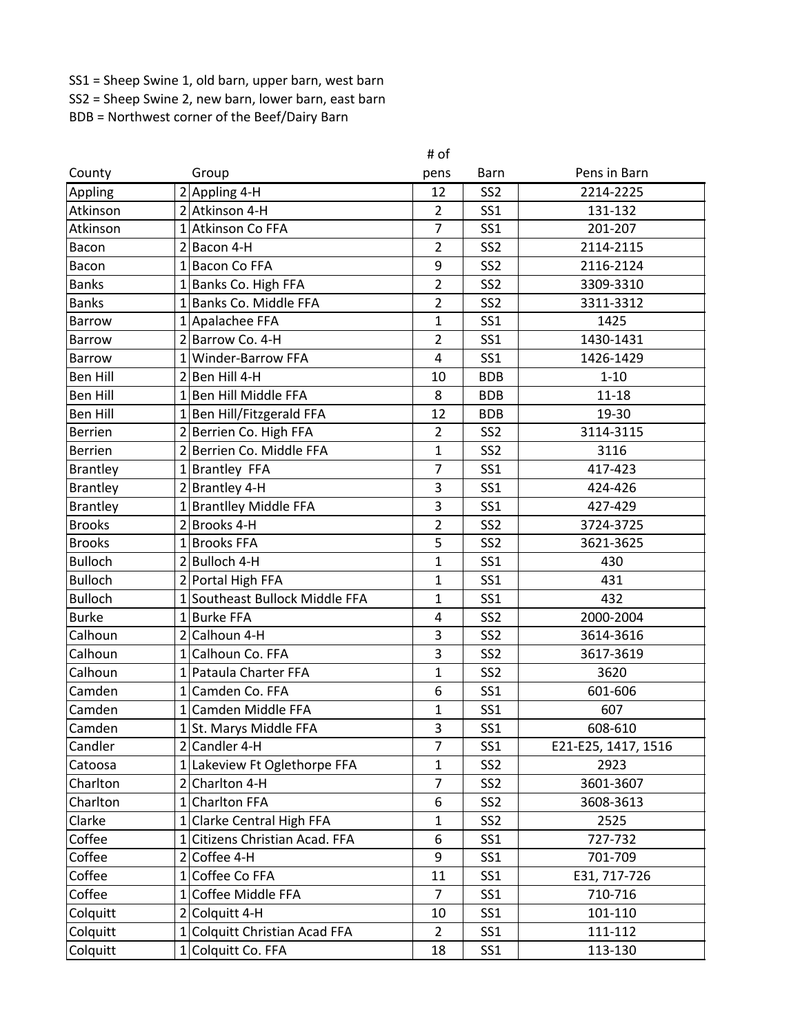SS1 = Sheep Swine 1, old barn, upper barn, west barn
SS2 = Sheep Swine 2, new barn, lower barn, east barn
BDB = Northwest corner of the Beef/Dairy Barn

| County | | Group | # of pens | Barn | Pens in Barn |
|---|---|---|---|---|---|
| Appling | 2 | Appling 4-H | 12 | SS2 | 2214-2225 |
| Atkinson | 2 | Atkinson 4-H | 2 | SS1 | 131-132 |
| Atkinson | 1 | Atkinson Co FFA | 7 | SS1 | 201-207 |
| Bacon | 2 | Bacon 4-H | 2 | SS2 | 2114-2115 |
| Bacon | 1 | Bacon Co FFA | 9 | SS2 | 2116-2124 |
| Banks | 1 | Banks Co. High FFA | 2 | SS2 | 3309-3310 |
| Banks | 1 | Banks Co. Middle FFA | 2 | SS2 | 3311-3312 |
| Barrow | 1 | Apalachee FFA | 1 | SS1 | 1425 |
| Barrow | 2 | Barrow Co. 4-H | 2 | SS1 | 1430-1431 |
| Barrow | 1 | Winder-Barrow FFA | 4 | SS1 | 1426-1429 |
| Ben Hill | 2 | Ben Hill 4-H | 10 | BDB | 1-10 |
| Ben Hill | 1 | Ben Hill Middle FFA | 8 | BDB | 11-18 |
| Ben Hill | 1 | Ben Hill/Fitzgerald FFA | 12 | BDB | 19-30 |
| Berrien | 2 | Berrien Co. High FFA | 2 | SS2 | 3114-3115 |
| Berrien | 2 | Berrien Co. Middle FFA | 1 | SS2 | 3116 |
| Brantley | 1 | Brantley FFA | 7 | SS1 | 417-423 |
| Brantley | 2 | Brantley 4-H | 3 | SS1 | 424-426 |
| Brantley | 1 | Brantlley Middle FFA | 3 | SS1 | 427-429 |
| Brooks | 2 | Brooks 4-H | 2 | SS2 | 3724-3725 |
| Brooks | 1 | Brooks FFA | 5 | SS2 | 3621-3625 |
| Bulloch | 2 | Bulloch 4-H | 1 | SS1 | 430 |
| Bulloch | 2 | Portal High FFA | 1 | SS1 | 431 |
| Bulloch | 1 | Southeast Bullock Middle FFA | 1 | SS1 | 432 |
| Burke | 1 | Burke FFA | 4 | SS2 | 2000-2004 |
| Calhoun | 2 | Calhoun 4-H | 3 | SS2 | 3614-3616 |
| Calhoun | 1 | Calhoun Co. FFA | 3 | SS2 | 3617-3619 |
| Calhoun | 1 | Pataula Charter FFA | 1 | SS2 | 3620 |
| Camden | 1 | Camden Co. FFA | 6 | SS1 | 601-606 |
| Camden | 1 | Camden Middle FFA | 1 | SS1 | 607 |
| Camden | 1 | St. Marys Middle FFA | 3 | SS1 | 608-610 |
| Candler | 2 | Candler 4-H | 7 | SS1 | E21-E25, 1417, 1516 |
| Catoosa | 1 | Lakeview Ft Oglethorpe FFA | 1 | SS2 | 2923 |
| Charlton | 2 | Charlton 4-H | 7 | SS2 | 3601-3607 |
| Charlton | 1 | Charlton FFA | 6 | SS2 | 3608-3613 |
| Clarke | 1 | Clarke Central High FFA | 1 | SS2 | 2525 |
| Coffee | 1 | Citizens Christian Acad. FFA | 6 | SS1 | 727-732 |
| Coffee | 2 | Coffee 4-H | 9 | SS1 | 701-709 |
| Coffee | 1 | Coffee Co FFA | 11 | SS1 | E31, 717-726 |
| Coffee | 1 | Coffee Middle FFA | 7 | SS1 | 710-716 |
| Colquitt | 2 | Colquitt 4-H | 10 | SS1 | 101-110 |
| Colquitt | 1 | Colquitt Christian Acad FFA | 2 | SS1 | 111-112 |
| Colquitt | 1 | Colquitt Co. FFA | 18 | SS1 | 113-130 |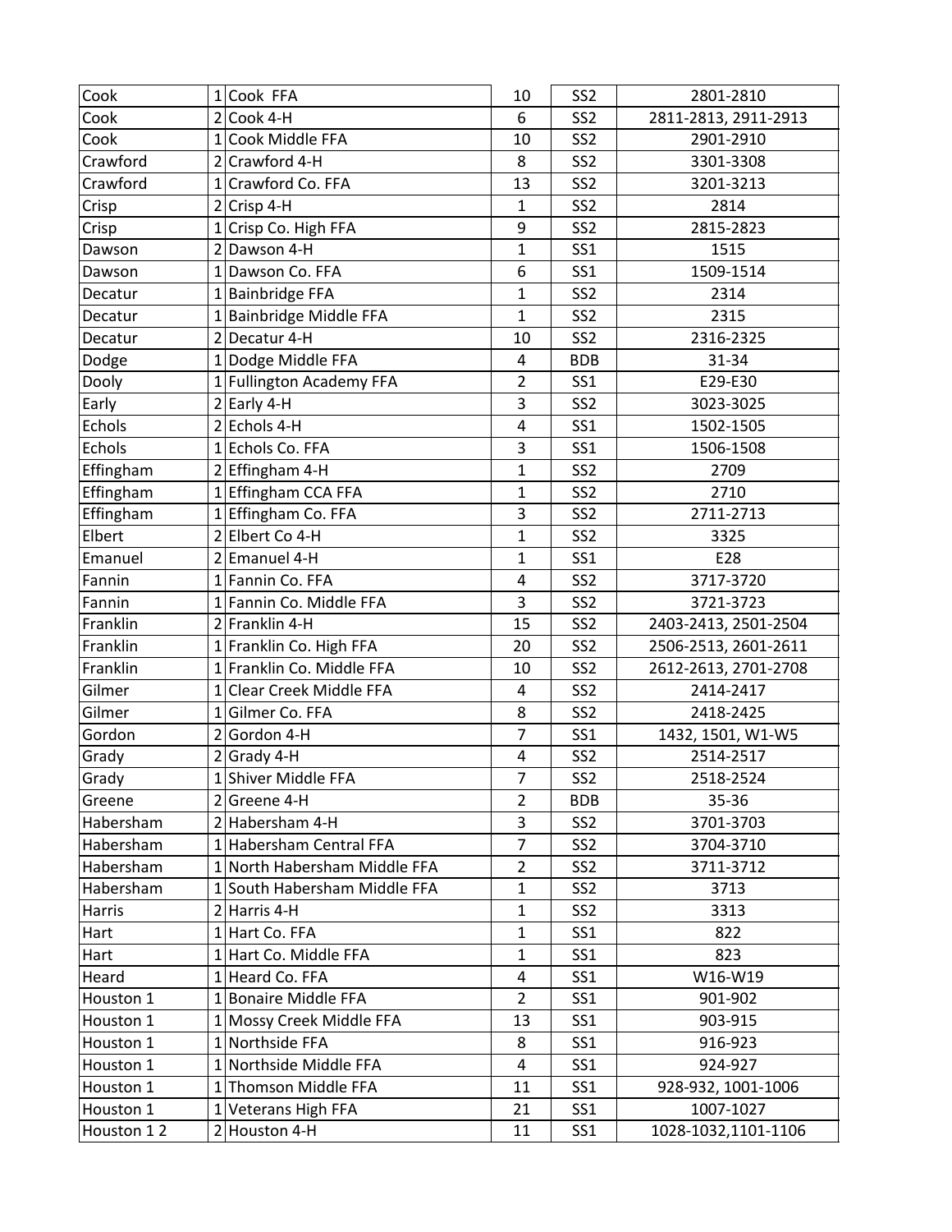| Cook | 1 | Cook FFA | 10 | SS2 | 2801-2810 |
|---|---|---|---|---|---|
| Cook | 2 | Cook 4-H | 6 | SS2 | 2811-2813, 2911-2913 |
| Cook | 1 | Cook Middle FFA | 10 | SS2 | 2901-2910 |
| Crawford | 2 | Crawford 4-H | 8 | SS2 | 3301-3308 |
| Crawford | 1 | Crawford Co. FFA | 13 | SS2 | 3201-3213 |
| Crisp | 2 | Crisp 4-H | 1 | SS2 | 2814 |
| Crisp | 1 | Crisp Co. High FFA | 9 | SS2 | 2815-2823 |
| Dawson | 2 | Dawson 4-H | 1 | SS1 | 1515 |
| Dawson | 1 | Dawson Co. FFA | 6 | SS1 | 1509-1514 |
| Decatur | 1 | Bainbridge FFA | 1 | SS2 | 2314 |
| Decatur | 1 | Bainbridge Middle FFA | 1 | SS2 | 2315 |
| Decatur | 2 | Decatur 4-H | 10 | SS2 | 2316-2325 |
| Dodge | 1 | Dodge Middle FFA | 4 | BDB | 31-34 |
| Dooly | 1 | Fullington Academy FFA | 2 | SS1 | E29-E30 |
| Early | 2 | Early 4-H | 3 | SS2 | 3023-3025 |
| Echols | 2 | Echols 4-H | 4 | SS1 | 1502-1505 |
| Echols | 1 | Echols Co. FFA | 3 | SS1 | 1506-1508 |
| Effingham | 2 | Effingham 4-H | 1 | SS2 | 2709 |
| Effingham | 1 | Effingham CCA FFA | 1 | SS2 | 2710 |
| Effingham | 1 | Effingham Co. FFA | 3 | SS2 | 2711-2713 |
| Elbert | 2 | Elbert Co 4-H | 1 | SS2 | 3325 |
| Emanuel | 2 | Emanuel 4-H | 1 | SS1 | E28 |
| Fannin | 1 | Fannin Co. FFA | 4 | SS2 | 3717-3720 |
| Fannin | 1 | Fannin Co. Middle FFA | 3 | SS2 | 3721-3723 |
| Franklin | 2 | Franklin 4-H | 15 | SS2 | 2403-2413, 2501-2504 |
| Franklin | 1 | Franklin Co. High FFA | 20 | SS2 | 2506-2513, 2601-2611 |
| Franklin | 1 | Franklin Co. Middle FFA | 10 | SS2 | 2612-2613, 2701-2708 |
| Gilmer | 1 | Clear Creek Middle FFA | 4 | SS2 | 2414-2417 |
| Gilmer | 1 | Gilmer Co. FFA | 8 | SS2 | 2418-2425 |
| Gordon | 2 | Gordon 4-H | 7 | SS1 | 1432, 1501, W1-W5 |
| Grady | 2 | Grady 4-H | 4 | SS2 | 2514-2517 |
| Grady | 1 | Shiver Middle FFA | 7 | SS2 | 2518-2524 |
| Greene | 2 | Greene 4-H | 2 | BDB | 35-36 |
| Habersham | 2 | Habersham 4-H | 3 | SS2 | 3701-3703 |
| Habersham | 1 | Habersham Central FFA | 7 | SS2 | 3704-3710 |
| Habersham | 1 | North Habersham Middle FFA | 2 | SS2 | 3711-3712 |
| Habersham | 1 | South Habersham Middle FFA | 1 | SS2 | 3713 |
| Harris | 2 | Harris 4-H | 1 | SS2 | 3313 |
| Hart | 1 | Hart Co. FFA | 1 | SS1 | 822 |
| Hart | 1 | Hart Co. Middle FFA | 1 | SS1 | 823 |
| Heard | 1 | Heard Co. FFA | 4 | SS1 | W16-W19 |
| Houston 1 | 1 | Bonaire Middle FFA | 2 | SS1 | 901-902 |
| Houston 1 | 1 | Mossy Creek Middle FFA | 13 | SS1 | 903-915 |
| Houston 1 | 1 | Northside FFA | 8 | SS1 | 916-923 |
| Houston 1 | 1 | Northside Middle FFA | 4 | SS1 | 924-927 |
| Houston 1 | 1 | Thomson Middle FFA | 11 | SS1 | 928-932, 1001-1006 |
| Houston 1 | 1 | Veterans High FFA | 21 | SS1 | 1007-1027 |
| Houston 1 2 | 2 | Houston 4-H | 11 | SS1 | 1028-1032,1101-1106 |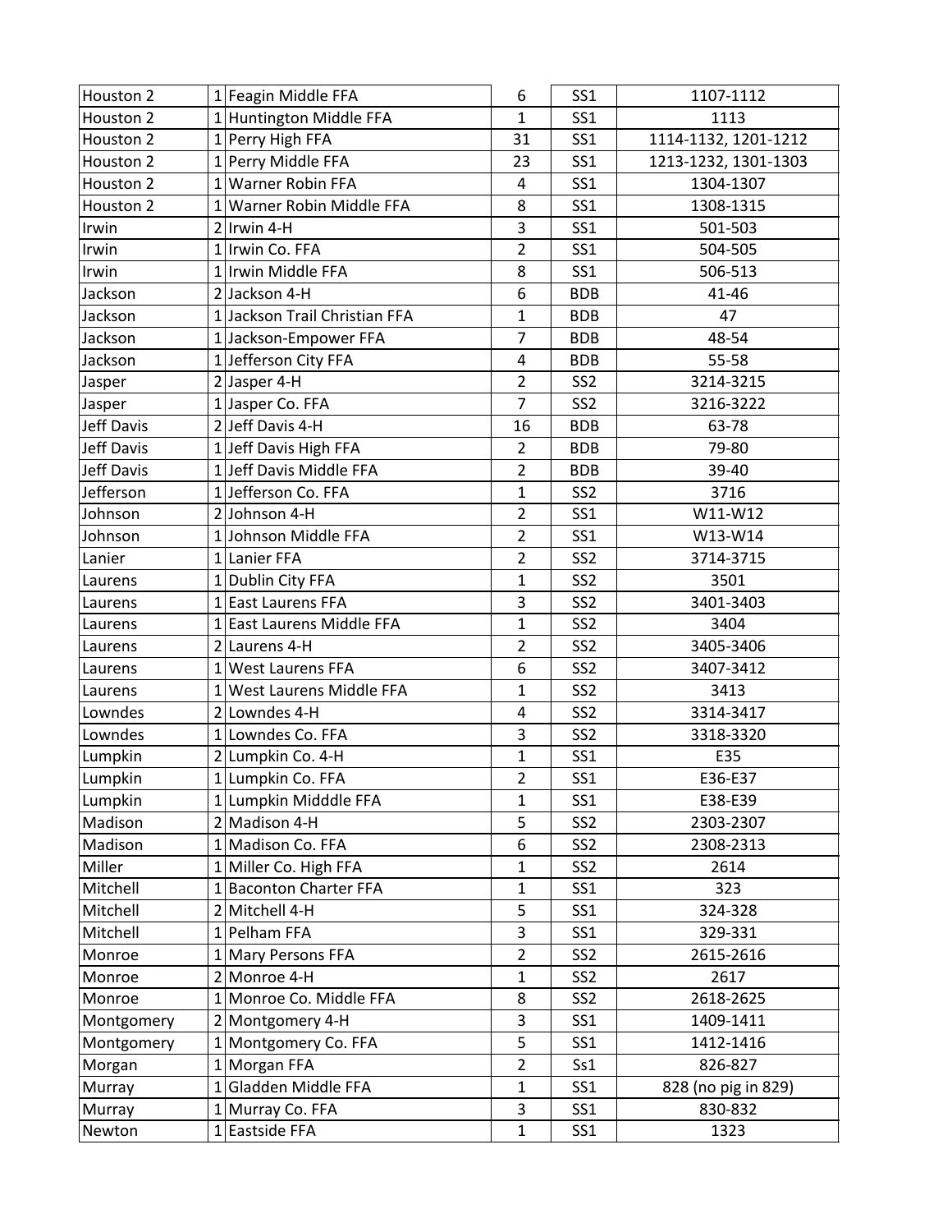| Houston 2 | 1 | Feagin Middle FFA | 6 | SS1 | 1107-1112 |
|---|---|---|---|---|---|
| Houston 2 | 1 | Huntington Middle FFA | 1 | SS1 | 1113 |
| Houston 2 | 1 | Perry High FFA | 31 | SS1 | 1114-1132, 1201-1212 |
| Houston 2 | 1 | Perry Middle FFA | 23 | SS1 | 1213-1232, 1301-1303 |
| Houston 2 | 1 | Warner Robin FFA | 4 | SS1 | 1304-1307 |
| Houston 2 | 1 | Warner Robin Middle FFA | 8 | SS1 | 1308-1315 |
| Irwin | 2 | Irwin 4-H | 3 | SS1 | 501-503 |
| Irwin | 1 | Irwin Co. FFA | 2 | SS1 | 504-505 |
| Irwin | 1 | Irwin Middle FFA | 8 | SS1 | 506-513 |
| Jackson | 2 | Jackson 4-H | 6 | BDB | 41-46 |
| Jackson | 1 | Jackson Trail Christian FFA | 1 | BDB | 47 |
| Jackson | 1 | Jackson-Empower FFA | 7 | BDB | 48-54 |
| Jackson | 1 | Jefferson City FFA | 4 | BDB | 55-58 |
| Jasper | 2 | Jasper 4-H | 2 | SS2 | 3214-3215 |
| Jasper | 1 | Jasper Co. FFA | 7 | SS2 | 3216-3222 |
| Jeff Davis | 2 | Jeff Davis 4-H | 16 | BDB | 63-78 |
| Jeff Davis | 1 | Jeff Davis High FFA | 2 | BDB | 79-80 |
| Jeff Davis | 1 | Jeff Davis Middle FFA | 2 | BDB | 39-40 |
| Jefferson | 1 | Jefferson Co. FFA | 1 | SS2 | 3716 |
| Johnson | 2 | Johnson 4-H | 2 | SS1 | W11-W12 |
| Johnson | 1 | Johnson Middle FFA | 2 | SS1 | W13-W14 |
| Lanier | 1 | Lanier FFA | 2 | SS2 | 3714-3715 |
| Laurens | 1 | Dublin City FFA | 1 | SS2 | 3501 |
| Laurens | 1 | East Laurens FFA | 3 | SS2 | 3401-3403 |
| Laurens | 1 | East Laurens Middle FFA | 1 | SS2 | 3404 |
| Laurens | 2 | Laurens 4-H | 2 | SS2 | 3405-3406 |
| Laurens | 1 | West Laurens FFA | 6 | SS2 | 3407-3412 |
| Laurens | 1 | West Laurens Middle FFA | 1 | SS2 | 3413 |
| Lowndes | 2 | Lowndes 4-H | 4 | SS2 | 3314-3417 |
| Lowndes | 1 | Lowndes Co. FFA | 3 | SS2 | 3318-3320 |
| Lumpkin | 2 | Lumpkin Co. 4-H | 1 | SS1 | E35 |
| Lumpkin | 1 | Lumpkin Co. FFA | 2 | SS1 | E36-E37 |
| Lumpkin | 1 | Lumpkin Midddle FFA | 1 | SS1 | E38-E39 |
| Madison | 2 | Madison 4-H | 5 | SS2 | 2303-2307 |
| Madison | 1 | Madison Co. FFA | 6 | SS2 | 2308-2313 |
| Miller | 1 | Miller Co. High FFA | 1 | SS2 | 2614 |
| Mitchell | 1 | Baconton Charter FFA | 1 | SS1 | 323 |
| Mitchell | 2 | Mitchell 4-H | 5 | SS1 | 324-328 |
| Mitchell | 1 | Pelham FFA | 3 | SS1 | 329-331 |
| Monroe | 1 | Mary Persons FFA | 2 | SS2 | 2615-2616 |
| Monroe | 2 | Monroe 4-H | 1 | SS2 | 2617 |
| Monroe | 1 | Monroe Co. Middle FFA | 8 | SS2 | 2618-2625 |
| Montgomery | 2 | Montgomery 4-H | 3 | SS1 | 1409-1411 |
| Montgomery | 1 | Montgomery Co. FFA | 5 | SS1 | 1412-1416 |
| Morgan | 1 | Morgan FFA | 2 | Ss1 | 826-827 |
| Murray | 1 | Gladden Middle FFA | 1 | SS1 | 828 (no pig in 829) |
| Murray | 1 | Murray Co. FFA | 3 | SS1 | 830-832 |
| Newton | 1 | Eastside FFA | 1 | SS1 | 1323 |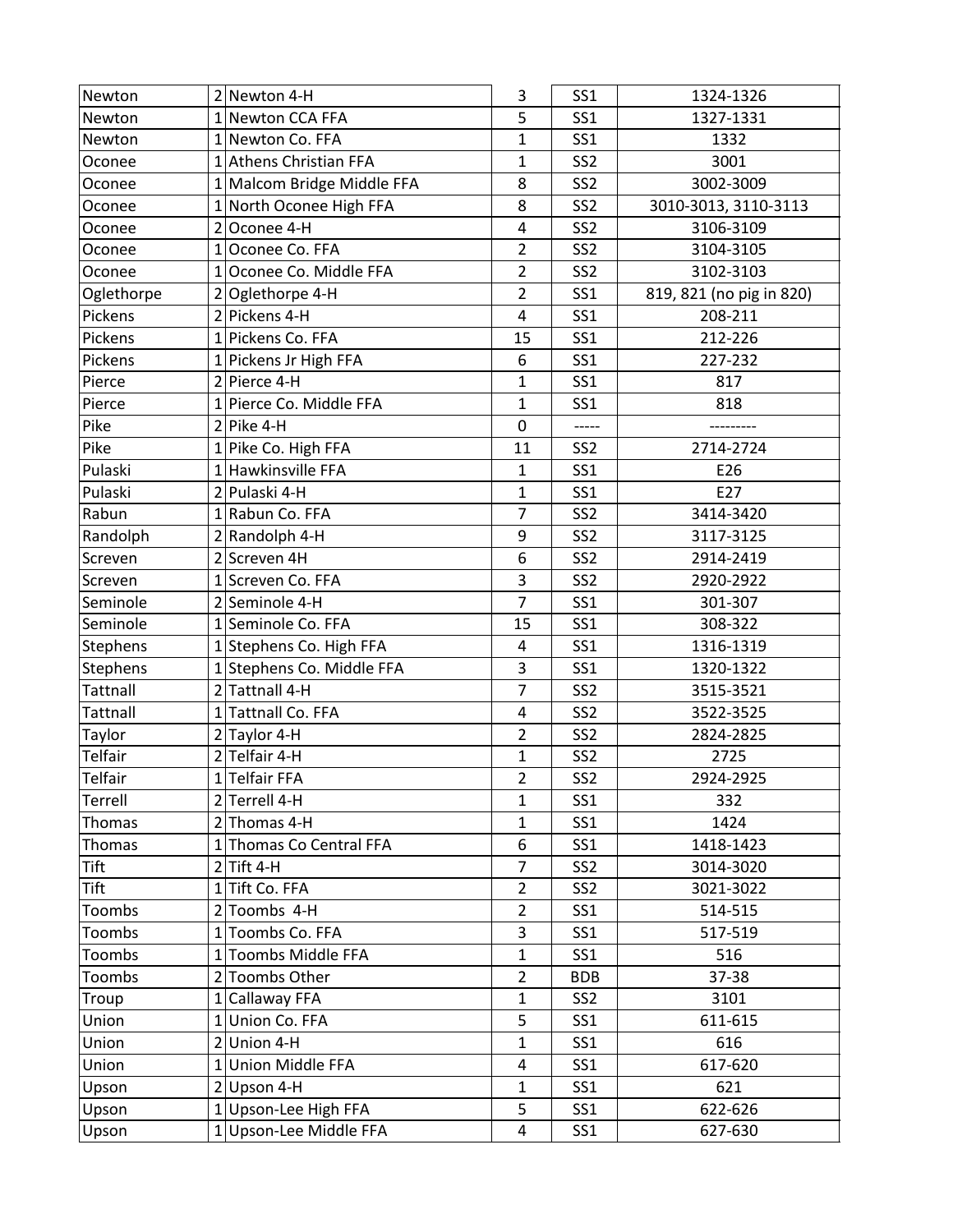| Newton | 2 | Newton 4-H | 3 | SS1 | 1324-1326 |
|---|---|---|---|---|---|
| Newton | 1 | Newton CCA FFA | 5 | SS1 | 1327-1331 |
| Newton | 1 | Newton Co. FFA | 1 | SS1 | 1332 |
| Oconee | 1 | Athens Christian FFA | 1 | SS2 | 3001 |
| Oconee | 1 | Malcom Bridge Middle FFA | 8 | SS2 | 3002-3009 |
| Oconee | 1 | North Oconee High FFA | 8 | SS2 | 3010-3013, 3110-3113 |
| Oconee | 2 | Oconee 4-H | 4 | SS2 | 3106-3109 |
| Oconee | 1 | Oconee Co. FFA | 2 | SS2 | 3104-3105 |
| Oconee | 1 | Oconee Co. Middle FFA | 2 | SS2 | 3102-3103 |
| Oglethorpe | 2 | Oglethorpe 4-H | 2 | SS1 | 819, 821 (no pig in 820) |
| Pickens | 2 | Pickens 4-H | 4 | SS1 | 208-211 |
| Pickens | 1 | Pickens Co. FFA | 15 | SS1 | 212-226 |
| Pickens | 1 | Pickens Jr High FFA | 6 | SS1 | 227-232 |
| Pierce | 2 | Pierce 4-H | 1 | SS1 | 817 |
| Pierce | 1 | Pierce Co. Middle FFA | 1 | SS1 | 818 |
| Pike | 2 | Pike 4-H | 0 | ----- | --------- |
| Pike | 1 | Pike Co. High FFA | 11 | SS2 | 2714-2724 |
| Pulaski | 1 | Hawkinsville FFA | 1 | SS1 | E26 |
| Pulaski | 2 | Pulaski 4-H | 1 | SS1 | E27 |
| Rabun | 1 | Rabun Co. FFA | 7 | SS2 | 3414-3420 |
| Randolph | 2 | Randolph 4-H | 9 | SS2 | 3117-3125 |
| Screven | 2 | Screven 4H | 6 | SS2 | 2914-2419 |
| Screven | 1 | Screven Co. FFA | 3 | SS2 | 2920-2922 |
| Seminole | 2 | Seminole 4-H | 7 | SS1 | 301-307 |
| Seminole | 1 | Seminole Co. FFA | 15 | SS1 | 308-322 |
| Stephens | 1 | Stephens Co. High FFA | 4 | SS1 | 1316-1319 |
| Stephens | 1 | Stephens Co. Middle FFA | 3 | SS1 | 1320-1322 |
| Tattnall | 2 | Tattnall 4-H | 7 | SS2 | 3515-3521 |
| Tattnall | 1 | Tattnall Co. FFA | 4 | SS2 | 3522-3525 |
| Taylor | 2 | Taylor 4-H | 2 | SS2 | 2824-2825 |
| Telfair | 2 | Telfair 4-H | 1 | SS2 | 2725 |
| Telfair | 1 | Telfair FFA | 2 | SS2 | 2924-2925 |
| Terrell | 2 | Terrell 4-H | 1 | SS1 | 332 |
| Thomas | 2 | Thomas 4-H | 1 | SS1 | 1424 |
| Thomas | 1 | Thomas Co Central FFA | 6 | SS1 | 1418-1423 |
| Tift | 2 | Tift 4-H | 7 | SS2 | 3014-3020 |
| Tift | 1 | Tift Co. FFA | 2 | SS2 | 3021-3022 |
| Toombs | 2 | Toombs 4-H | 2 | SS1 | 514-515 |
| Toombs | 1 | Toombs Co. FFA | 3 | SS1 | 517-519 |
| Toombs | 1 | Toombs Middle FFA | 1 | SS1 | 516 |
| Toombs | 2 | Toombs Other | 2 | BDB | 37-38 |
| Troup | 1 | Callaway FFA | 1 | SS2 | 3101 |
| Union | 1 | Union Co. FFA | 5 | SS1 | 611-615 |
| Union | 2 | Union 4-H | 1 | SS1 | 616 |
| Union | 1 | Union Middle FFA | 4 | SS1 | 617-620 |
| Upson | 2 | Upson 4-H | 1 | SS1 | 621 |
| Upson | 1 | Upson-Lee High FFA | 5 | SS1 | 622-626 |
| Upson | 1 | Upson-Lee Middle FFA | 4 | SS1 | 627-630 |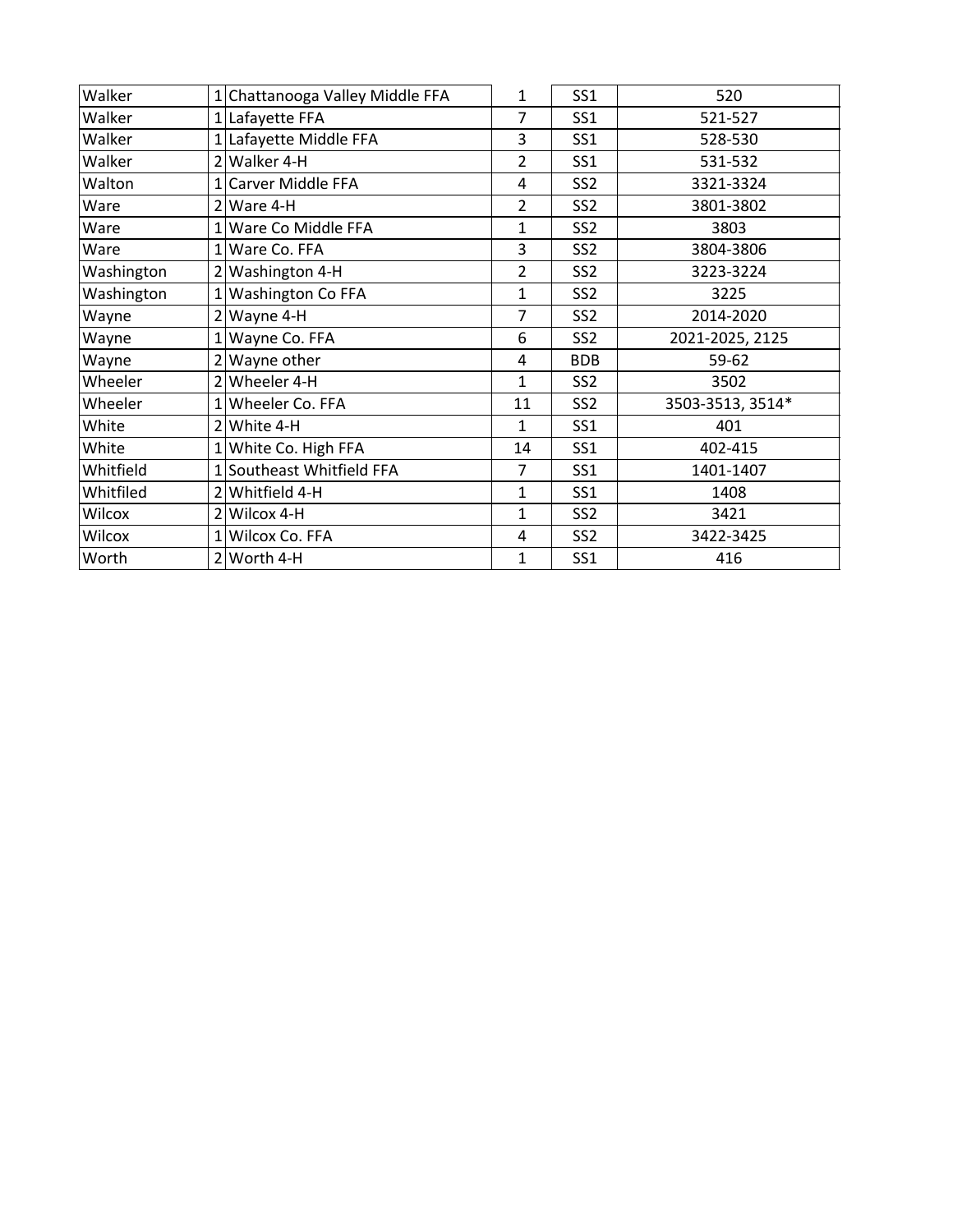| | | | | | |
|---|---|---|---|---|---|
| Walker | 1 | Chattanooga Valley Middle FFA | 1 | SS1 | 520 |
| Walker | 1 | Lafayette FFA | 7 | SS1 | 521-527 |
| Walker | 1 | Lafayette Middle FFA | 3 | SS1 | 528-530 |
| Walker | 2 | Walker 4-H | 2 | SS1 | 531-532 |
| Walton | 1 | Carver Middle FFA | 4 | SS2 | 3321-3324 |
| Ware | 2 | Ware 4-H | 2 | SS2 | 3801-3802 |
| Ware | 1 | Ware Co Middle FFA | 1 | SS2 | 3803 |
| Ware | 1 | Ware Co. FFA | 3 | SS2 | 3804-3806 |
| Washington | 2 | Washington 4-H | 2 | SS2 | 3223-3224 |
| Washington | 1 | Washington Co FFA | 1 | SS2 | 3225 |
| Wayne | 2 | Wayne 4-H | 7 | SS2 | 2014-2020 |
| Wayne | 1 | Wayne Co. FFA | 6 | SS2 | 2021-2025, 2125 |
| Wayne | 2 | Wayne other | 4 | BDB | 59-62 |
| Wheeler | 2 | Wheeler 4-H | 1 | SS2 | 3502 |
| Wheeler | 1 | Wheeler Co. FFA | 11 | SS2 | 3503-3513, 3514* |
| White | 2 | White 4-H | 1 | SS1 | 401 |
| White | 1 | White Co. High FFA | 14 | SS1 | 402-415 |
| Whitfield | 1 | Southeast Whitfield FFA | 7 | SS1 | 1401-1407 |
| Whitfiled | 2 | Whitfield 4-H | 1 | SS1 | 1408 |
| Wilcox | 2 | Wilcox 4-H | 1 | SS2 | 3421 |
| Wilcox | 1 | Wilcox Co. FFA | 4 | SS2 | 3422-3425 |
| Worth | 2 | Worth 4-H | 1 | SS1 | 416 |